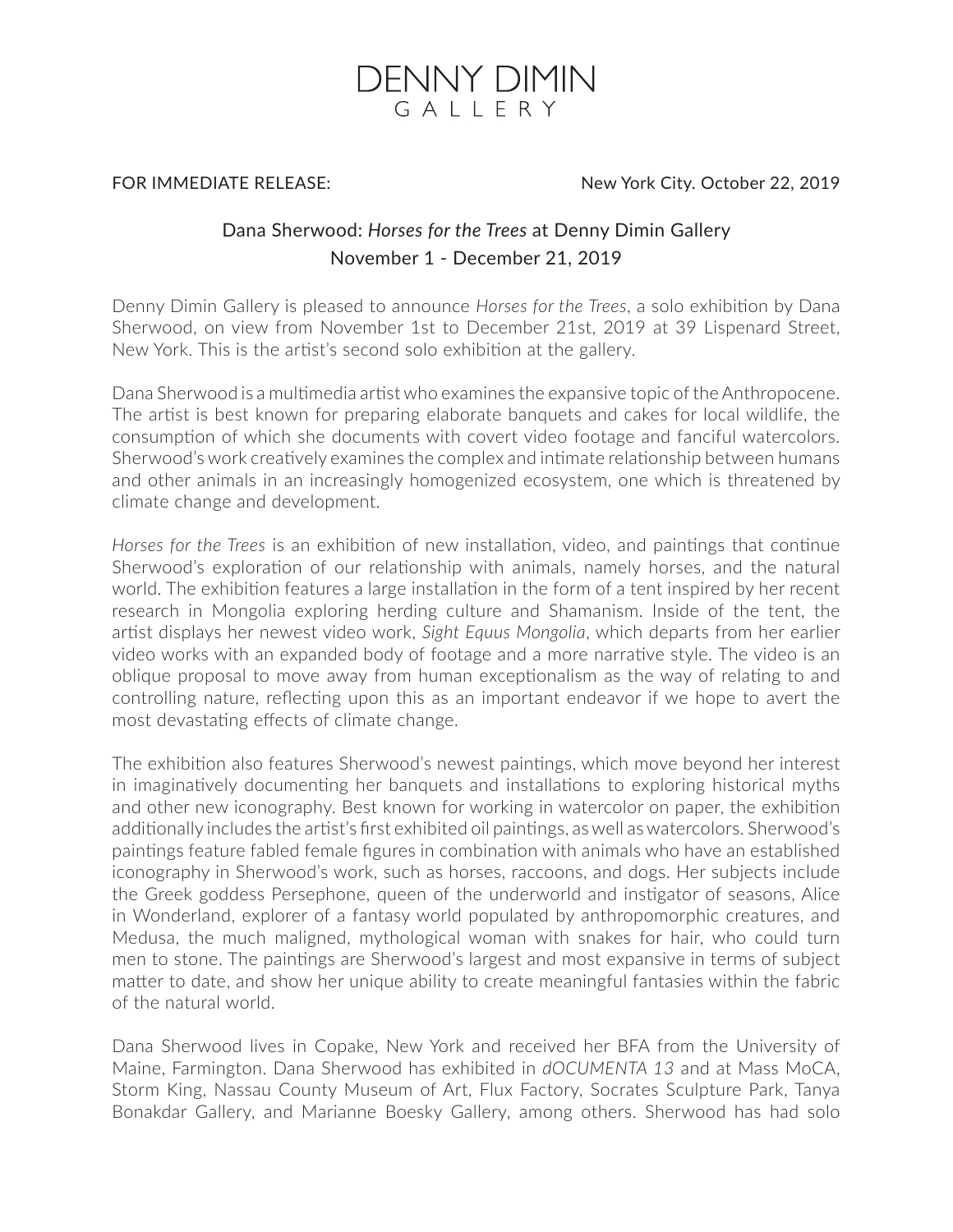# DENNY DIMIN
GALLERY

FOR IMMEDIATE RELEASE: New York City. October 22, 2019

## Dana Sherwood: *Horses for the Trees* at Denny Dimin Gallery
## November 1 - December 21, 2019

Denny Dimin Gallery is pleased to announce *Horses for the Trees*, a solo exhibition by Dana Sherwood, on view from November 1st to December 21st, 2019 at 39 Lispenard Street, New York. This is the artist's second solo exhibition at the gallery.

Dana Sherwood is a multimedia artist who examines the expansive topic of the Anthropocene. The artist is best known for preparing elaborate banquets and cakes for local wildlife, the consumption of which she documents with covert video footage and fanciful watercolors. Sherwood's work creatively examines the complex and intimate relationship between humans and other animals in an increasingly homogenized ecosystem, one which is threatened by climate change and development.

*Horses for the Trees* is an exhibition of new installation, video, and paintings that continue Sherwood's exploration of our relationship with animals, namely horses, and the natural world. The exhibition features a large installation in the form of a tent inspired by her recent research in Mongolia exploring herding culture and Shamanism. Inside of the tent, the artist displays her newest video work, *Sight Equus Mongolia*, which departs from her earlier video works with an expanded body of footage and a more narrative style. The video is an oblique proposal to move away from human exceptionalism as the way of relating to and controlling nature, reflecting upon this as an important endeavor if we hope to avert the most devastating effects of climate change.

The exhibition also features Sherwood's newest paintings, which move beyond her interest in imaginatively documenting her banquets and installations to exploring historical myths and other new iconography. Best known for working in watercolor on paper, the exhibition additionally includes the artist's first exhibited oil paintings, as well as watercolors. Sherwood's paintings feature fabled female figures in combination with animals who have an established iconography in Sherwood's work, such as horses, raccoons, and dogs. Her subjects include the Greek goddess Persephone, queen of the underworld and instigator of seasons, Alice in Wonderland, explorer of a fantasy world populated by anthropomorphic creatures, and Medusa, the much maligned, mythological woman with snakes for hair, who could turn men to stone. The paintings are Sherwood's largest and most expansive in terms of subject matter to date, and show her unique ability to create meaningful fantasies within the fabric of the natural world.

Dana Sherwood lives in Copake, New York and received her BFA from the University of Maine, Farmington. Dana Sherwood has exhibited in *dOCUMENTA 13* and at Mass MoCA, Storm King, Nassau County Museum of Art, Flux Factory, Socrates Sculpture Park, Tanya Bonakdar Gallery, and Marianne Boesky Gallery, among others. Sherwood has had solo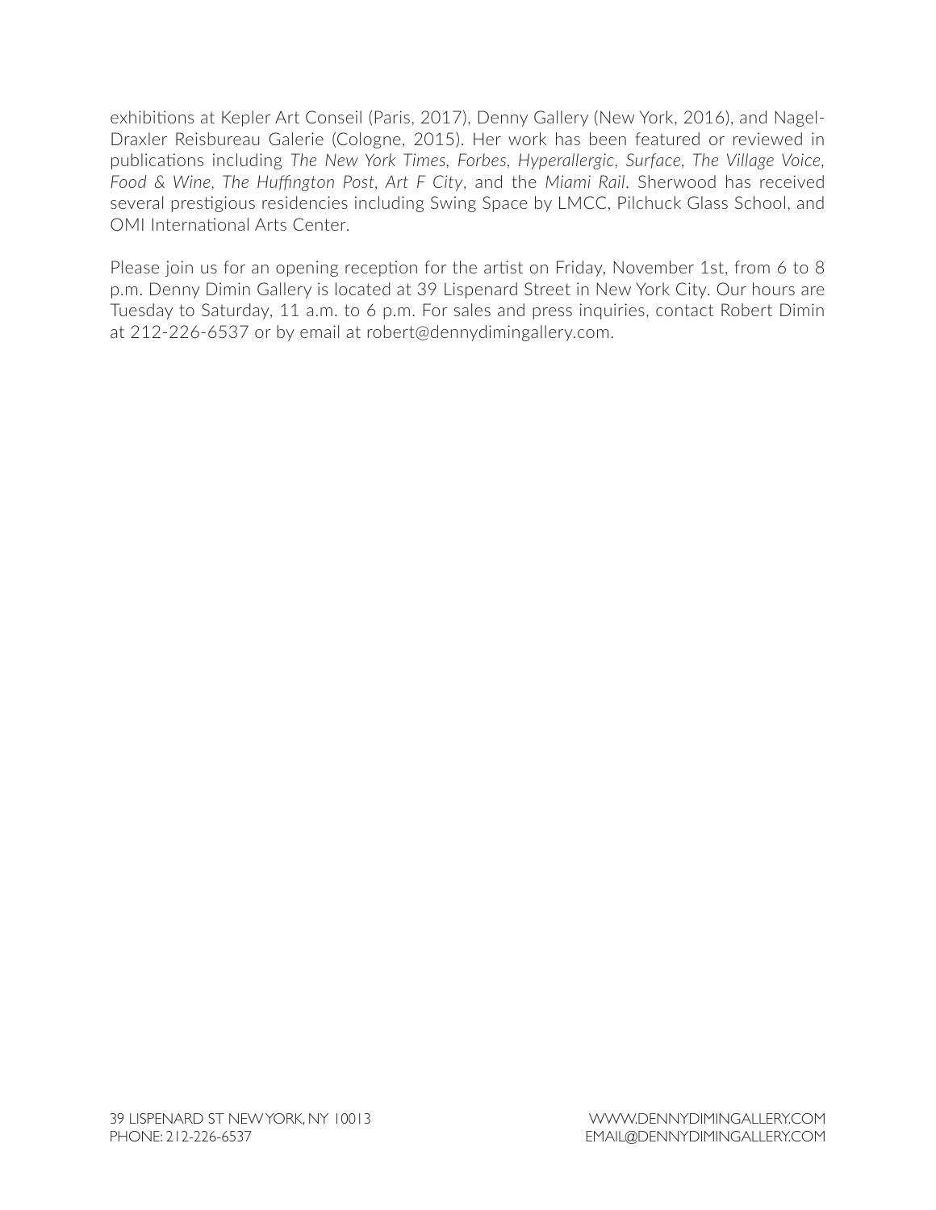exhibitions at Kepler Art Conseil (Paris, 2017), Denny Gallery (New York, 2016), and Nagel-Draxler Reisbureau Galerie (Cologne, 2015). Her work has been featured or reviewed in publications including *The New York Times*, *Forbes*, *Hyperallergic*, *Surface*, *The Village Voice*, *Food & Wine*, *The Huffington Post*, *Art F City*, and the *Miami Rail*. Sherwood has received several prestigious residencies including Swing Space by LMCC, Pilchuck Glass School, and OMI International Arts Center.

Please join us for an opening reception for the artist on Friday, November 1st, from 6 to 8 p.m. Denny Dimin Gallery is located at 39 Lispenard Street in New York City. Our hours are Tuesday to Saturday, 11 a.m. to 6 p.m. For sales and press inquiries, contact Robert Dimin at 212-226-6537 or by email at robert@dennydimingallery.com.